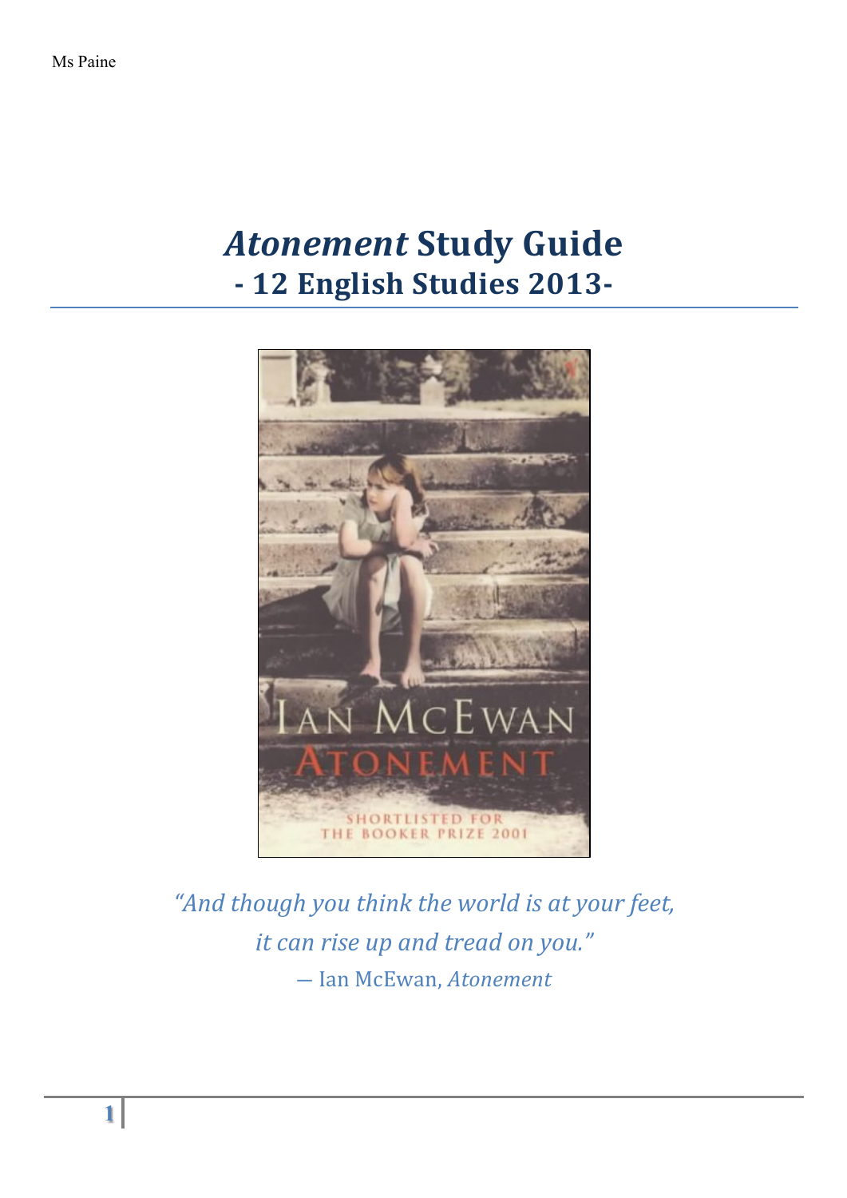Ms Paine

# *Atonement* Study Guide
## - 12 English Studies 2013-

*"And though you think the world is at your feet, it can rise up and tread on you."*
— Ian McEwan, *Atonement*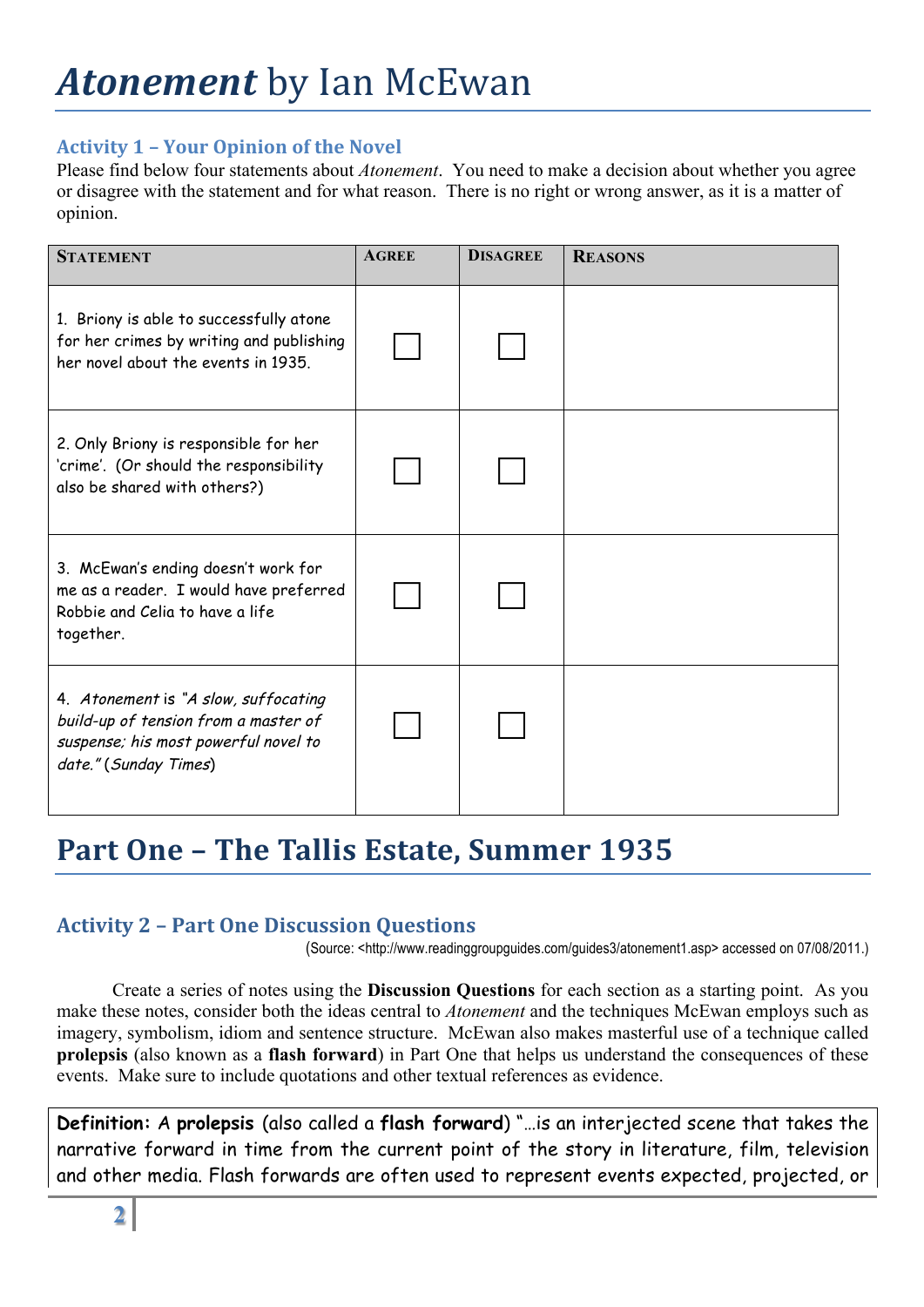# *Atonement* by Ian McEwan

### Activity 1 – Your Opinion of the Novel

Please find below four statements about *Atonement*. You need to make a decision about whether you agree or disagree with the statement and for what reason. There is no right or wrong answer, as it is a matter of opinion.

| STATEMENT | AGREE | DISAGREE | REASONS |
|---|---|---|---|
| 1. Briony is able to successfully atone for her crimes by writing and publishing her novel about the events in 1935. | ☐ | ☐ | |
| 2. Only Briony is responsible for her 'crime'. (Or should the responsibility also be shared with others?) | ☐ | ☐ | |
| 3. McEwan's ending doesn't work for me as a reader. I would have preferred Robbie and Celia to have a life together. | ☐ | ☐ | |
| 4. *Atonement* is *"A slow, suffocating build-up of tension from a master of suspense; his most powerful novel to date."* (*Sunday Times*) | ☐ | ☐ | |

## Part One – The Tallis Estate, Summer 1935

### Activity 2 – Part One Discussion Questions

(Source: <http://www.readinggroupguides.com/guides3/atonement1.asp> accessed on 07/08/2011.)

Create a series of notes using the **Discussion Questions** for each section as a starting point. As you make these notes, consider both the ideas central to *Atonement* and the techniques McEwan employs such as imagery, symbolism, idiom and sentence structure. McEwan also makes masterful use of a technique called **prolepsis** (also known as a **flash forward**) in Part One that helps us understand the consequences of these events. Make sure to include quotations and other textual references as evidence.

**Definition:** A **prolepsis** (also called a **flash forward**) "…is an interjected scene that takes the narrative forward in time from the current point of the story in literature, film, television and other media. Flash forwards are often used to represent events expected, projected, or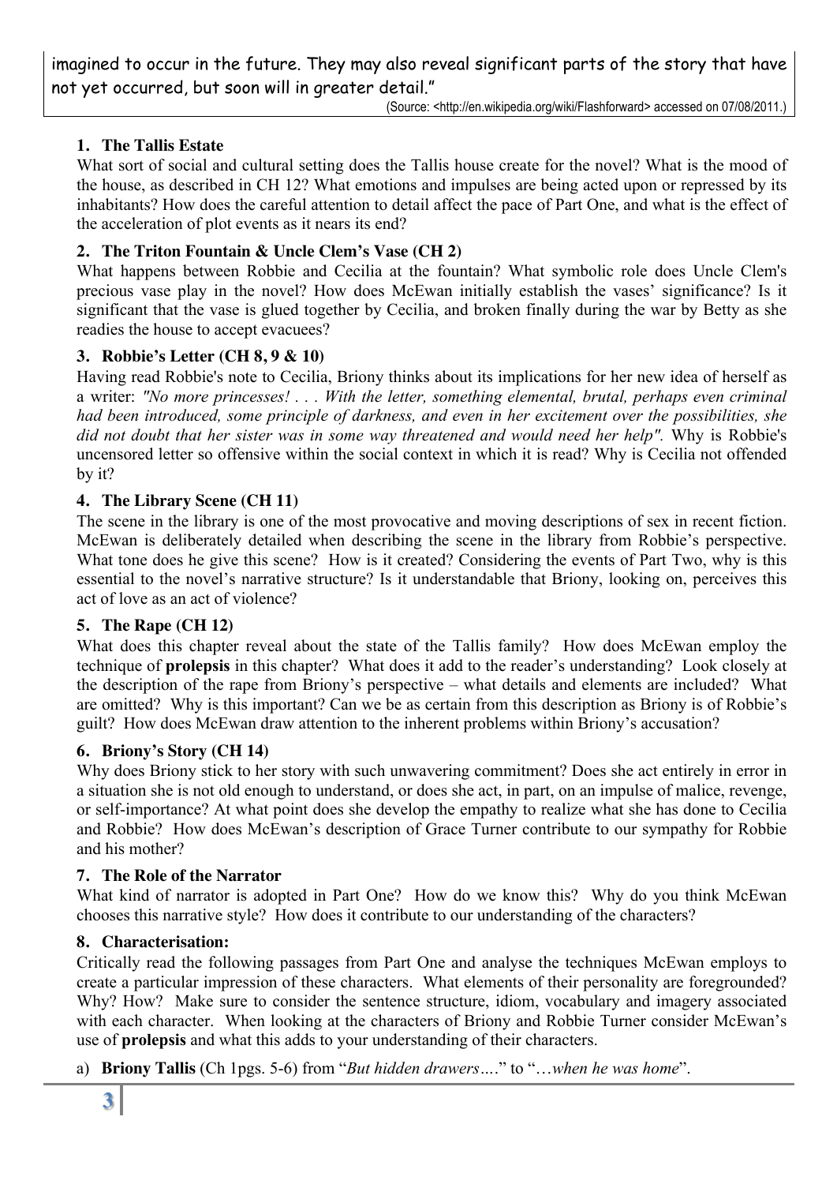imagined to occur in the future. They may also reveal significant parts of the story that have not yet occurred, but soon will in greater detail."

(Source: <http://en.wikipedia.org/wiki/Flashforward> accessed on 07/08/2011.)

### 1. The Tallis Estate

What sort of social and cultural setting does the Tallis house create for the novel? What is the mood of the house, as described in CH 12? What emotions and impulses are being acted upon or repressed by its inhabitants? How does the careful attention to detail affect the pace of Part One, and what is the effect of the acceleration of plot events as it nears its end?

### 2. The Triton Fountain & Uncle Clem's Vase (CH 2)

What happens between Robbie and Cecilia at the fountain? What symbolic role does Uncle Clem's precious vase play in the novel? How does McEwan initially establish the vases' significance? Is it significant that the vase is glued together by Cecilia, and broken finally during the war by Betty as she readies the house to accept evacuees?

### 3. Robbie's Letter (CH 8, 9 & 10)

Having read Robbie's note to Cecilia, Briony thinks about its implications for her new idea of herself as a writer: *"No more princesses! . . . With the letter, something elemental, brutal, perhaps even criminal had been introduced, some principle of darkness, and even in her excitement over the possibilities, she did not doubt that her sister was in some way threatened and would need her help".* Why is Robbie's uncensored letter so offensive within the social context in which it is read? Why is Cecilia not offended by it?

### 4. The Library Scene (CH 11)

The scene in the library is one of the most provocative and moving descriptions of sex in recent fiction. McEwan is deliberately detailed when describing the scene in the library from Robbie's perspective. What tone does he give this scene? How is it created? Considering the events of Part Two, why is this essential to the novel's narrative structure? Is it understandable that Briony, looking on, perceives this act of love as an act of violence?

### 5. The Rape (CH 12)

What does this chapter reveal about the state of the Tallis family? How does McEwan employ the technique of **prolepsis** in this chapter? What does it add to the reader's understanding? Look closely at the description of the rape from Briony's perspective – what details and elements are included? What are omitted? Why is this important? Can we be as certain from this description as Briony is of Robbie's guilt? How does McEwan draw attention to the inherent problems within Briony's accusation?

### 6. Briony's Story (CH 14)

Why does Briony stick to her story with such unwavering commitment? Does she act entirely in error in a situation she is not old enough to understand, or does she act, in part, on an impulse of malice, revenge, or self-importance? At what point does she develop the empathy to realize what she has done to Cecilia and Robbie? How does McEwan's description of Grace Turner contribute to our sympathy for Robbie and his mother?

### 7. The Role of the Narrator

What kind of narrator is adopted in Part One? How do we know this? Why do you think McEwan chooses this narrative style? How does it contribute to our understanding of the characters?

### 8. Characterisation:

Critically read the following passages from Part One and analyse the techniques McEwan employs to create a particular impression of these characters. What elements of their personality are foregrounded? Why? How? Make sure to consider the sentence structure, idiom, vocabulary and imagery associated with each character. When looking at the characters of Briony and Robbie Turner consider McEwan's use of **prolepsis** and what this adds to your understanding of their characters.

a) **Briony Tallis** (Ch 1pgs. 5-6) from "*But hidden drawers….*" to "*…when he was home*".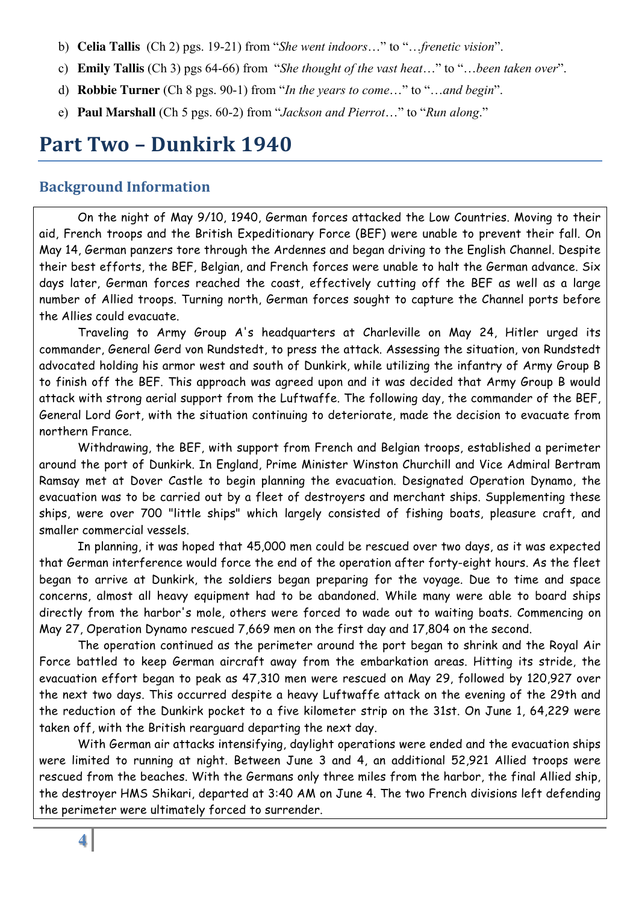b) **Celia Tallis** (Ch 2) pgs. 19-21) from "*She went indoors*…" to "…*frenetic vision*".

c) **Emily Tallis** (Ch 3) pgs 64-66) from "*She thought of the vast heat*…" to "…*been taken over*".

d) **Robbie Turner** (Ch 8 pgs. 90-1) from "*In the years to come*…" to "…*and begin*".

e) **Paul Marshall** (Ch 5 pgs. 60-2) from "*Jackson and Pierrot*…" to "*Run along*."

# Part Two – Dunkirk 1940

## Background Information

On the night of May 9/10, 1940, German forces attacked the Low Countries. Moving to their aid, French troops and the British Expeditionary Force (BEF) were unable to prevent their fall. On May 14, German panzers tore through the Ardennes and began driving to the English Channel. Despite their best efforts, the BEF, Belgian, and French forces were unable to halt the German advance. Six days later, German forces reached the coast, effectively cutting off the BEF as well as a large number of Allied troops. Turning north, German forces sought to capture the Channel ports before the Allies could evacuate.

Traveling to Army Group A's headquarters at Charleville on May 24, Hitler urged its commander, General Gerd von Rundstedt, to press the attack. Assessing the situation, von Rundstedt advocated holding his armor west and south of Dunkirk, while utilizing the infantry of Army Group B to finish off the BEF. This approach was agreed upon and it was decided that Army Group B would attack with strong aerial support from the Luftwaffe. The following day, the commander of the BEF, General Lord Gort, with the situation continuing to deteriorate, made the decision to evacuate from northern France.

Withdrawing, the BEF, with support from French and Belgian troops, established a perimeter around the port of Dunkirk. In England, Prime Minister Winston Churchill and Vice Admiral Bertram Ramsay met at Dover Castle to begin planning the evacuation. Designated Operation Dynamo, the evacuation was to be carried out by a fleet of destroyers and merchant ships. Supplementing these ships, were over 700 "little ships" which largely consisted of fishing boats, pleasure craft, and smaller commercial vessels.

In planning, it was hoped that 45,000 men could be rescued over two days, as it was expected that German interference would force the end of the operation after forty-eight hours. As the fleet began to arrive at Dunkirk, the soldiers began preparing for the voyage. Due to time and space concerns, almost all heavy equipment had to be abandoned. While many were able to board ships directly from the harbor's mole, others were forced to wade out to waiting boats. Commencing on May 27, Operation Dynamo rescued 7,669 men on the first day and 17,804 on the second.

The operation continued as the perimeter around the port began to shrink and the Royal Air Force battled to keep German aircraft away from the embarkation areas. Hitting its stride, the evacuation effort began to peak as 47,310 men were rescued on May 29, followed by 120,927 over the next two days. This occurred despite a heavy Luftwaffe attack on the evening of the 29th and the reduction of the Dunkirk pocket to a five kilometer strip on the 31st. On June 1, 64,229 were taken off, with the British rearguard departing the next day.

With German air attacks intensifying, daylight operations were ended and the evacuation ships were limited to running at night. Between June 3 and 4, an additional 52,921 Allied troops were rescued from the beaches. With the Germans only three miles from the harbor, the final Allied ship, the destroyer HMS Shikari, departed at 3:40 AM on June 4. The two French divisions left defending the perimeter were ultimately forced to surrender.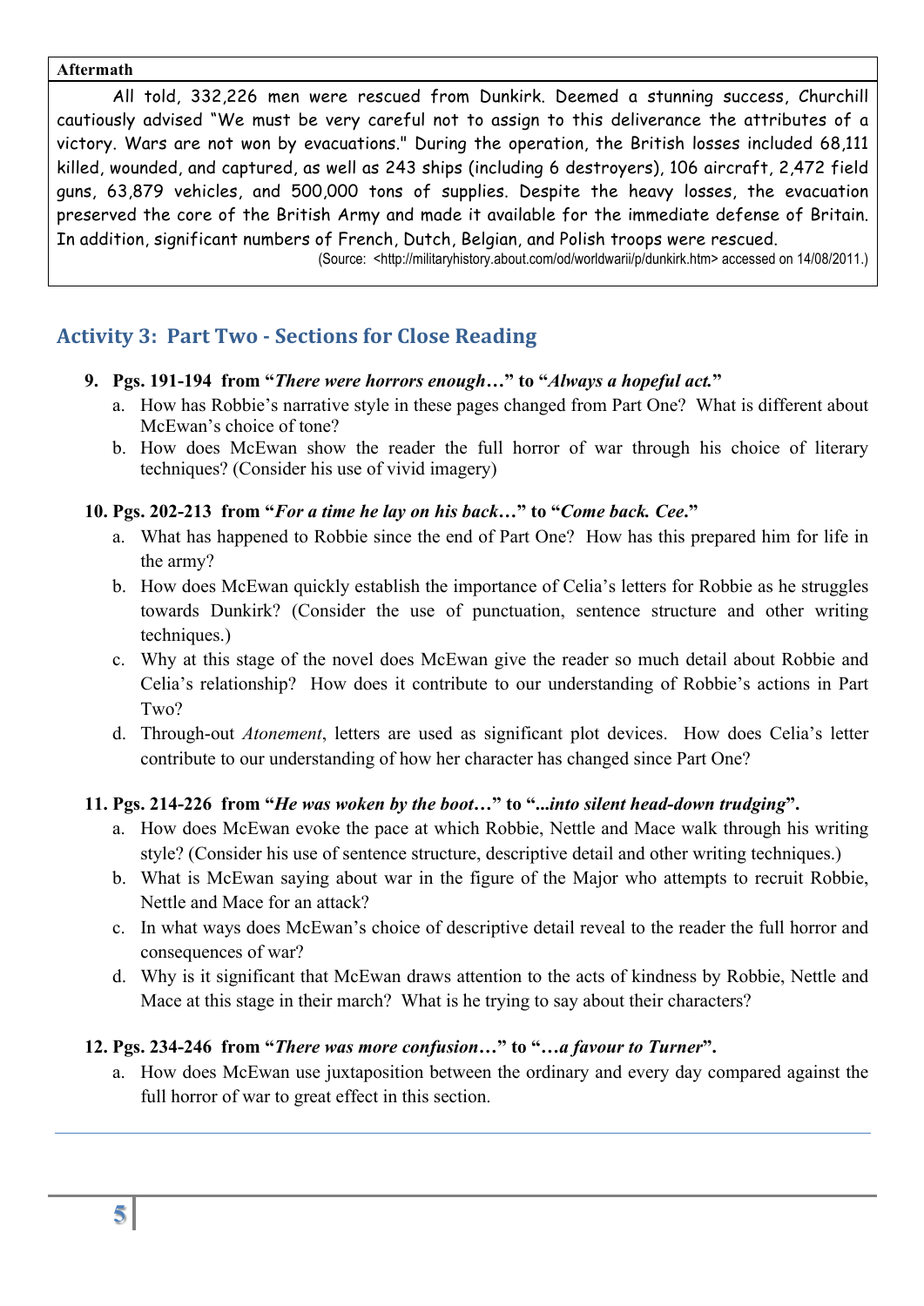**Aftermath**

All told, 332,226 men were rescued from Dunkirk. Deemed a stunning success, Churchill cautiously advised "We must be very careful not to assign to this deliverance the attributes of a victory. Wars are not won by evacuations." During the operation, the British losses included 68,111 killed, wounded, and captured, as well as 243 ships (including 6 destroyers), 106 aircraft, 2,472 field guns, 63,879 vehicles, and 500,000 tons of supplies. Despite the heavy losses, the evacuation preserved the core of the British Army and made it available for the immediate defense of Britain. In addition, significant numbers of French, Dutch, Belgian, and Polish troops were rescued.

(Source: <http://militaryhistory.about.com/od/worldwarii/p/dunkirk.htm> accessed on 14/08/2011.)

## Activity 3: Part Two - Sections for Close Reading

**9. Pgs. 191-194 from "*There were horrors enough…*" to "*Always a hopeful act.*"**

a. How has Robbie's narrative style in these pages changed from Part One? What is different about McEwan's choice of tone?

b. How does McEwan show the reader the full horror of war through his choice of literary techniques? (Consider his use of vivid imagery)

**10. Pgs. 202-213 from "*For a time he lay on his back…*" to "*Come back. Cee.*"**

a. What has happened to Robbie since the end of Part One? How has this prepared him for life in the army?

b. How does McEwan quickly establish the importance of Celia's letters for Robbie as he struggles towards Dunkirk? (Consider the use of punctuation, sentence structure and other writing techniques.)

c. Why at this stage of the novel does McEwan give the reader so much detail about Robbie and Celia's relationship? How does it contribute to our understanding of Robbie's actions in Part Two?

d. Through-out *Atonement*, letters are used as significant plot devices. How does Celia's letter contribute to our understanding of how her character has changed since Part One?

**11. Pgs. 214-226 from "*He was woken by the boot…*" to "*...into silent head-down trudging*".**

a. How does McEwan evoke the pace at which Robbie, Nettle and Mace walk through his writing style? (Consider his use of sentence structure, descriptive detail and other writing techniques.)

b. What is McEwan saying about war in the figure of the Major who attempts to recruit Robbie, Nettle and Mace for an attack?

c. In what ways does McEwan's choice of descriptive detail reveal to the reader the full horror and consequences of war?

d. Why is it significant that McEwan draws attention to the acts of kindness by Robbie, Nettle and Mace at this stage in their march? What is he trying to say about their characters?

**12. Pgs. 234-246 from "*There was more confusion…*" to "*…a favour to Turner*".**

a. How does McEwan use juxtaposition between the ordinary and every day compared against the full horror of war to great effect in this section.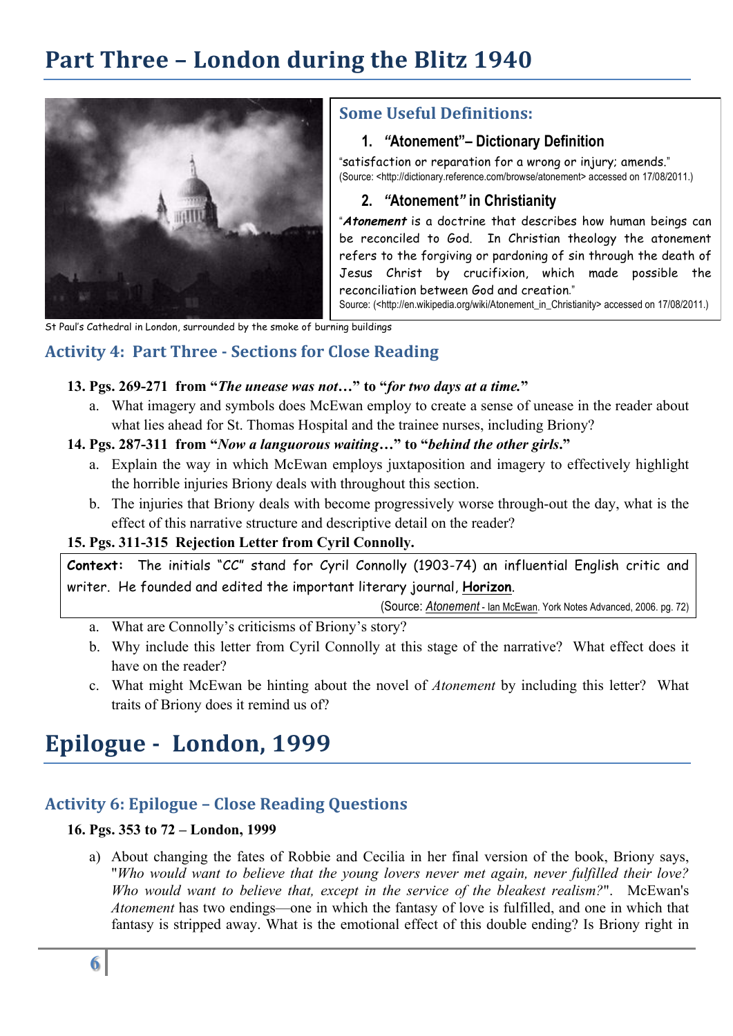# Part Three – London during the Blitz 1940

St Paul's Cathedral in London, surrounded by the smoke of burning buildings

## Some Useful Definitions:

### 1. *"Atonement"*– Dictionary Definition

"satisfaction or reparation for a wrong or injury; amends."
(Source: <http://dictionary.reference.com/browse/atonement> accessed on 17/08/2011.)

### 2. *"Atonement"* in Christianity

"***Atonement*** is a doctrine that describes how human beings can be reconciled to God. In Christian theology the atonement refers to the forgiving or pardoning of sin through the death of Jesus Christ by crucifixion, which made possible the reconciliation between God and creation."
Source: (<http://en.wikipedia.org/wiki/Atonement_in_Christianity> accessed on 17/08/2011.)

## Activity 4: Part Three - Sections for Close Reading

**13. Pgs. 269-271 from "*The unease was not…*" to "*for two days at a time.*"**

a. What imagery and symbols does McEwan employ to create a sense of unease in the reader about what lies ahead for St. Thomas Hospital and the trainee nurses, including Briony?

**14. Pgs. 287-311 from "*Now a languorous waiting…*" to "*behind the other girls*."**

a. Explain the way in which McEwan employs juxtaposition and imagery to effectively highlight the horrible injuries Briony deals with throughout this section.

b. The injuries that Briony deals with become progressively worse through-out the day, what is the effect of this narrative structure and descriptive detail on the reader?

**15. Pgs. 311-315 Rejection Letter from Cyril Connolly.**

**Context:** The initials "CC" stand for Cyril Connolly (1903-74) an influential English critic and writer. He founded and edited the important literary journal, **Horizon**.

(Source: *Atonement* - Ian McEwan. York Notes Advanced, 2006. pg. 72)

a. What are Connolly's criticisms of Briony's story?

b. Why include this letter from Cyril Connolly at this stage of the narrative? What effect does it have on the reader?

c. What might McEwan be hinting about the novel of *Atonement* by including this letter? What traits of Briony does it remind us of?

# Epilogue - London, 1999

## Activity 6: Epilogue – Close Reading Questions

**16. Pgs. 353 to 72 – London, 1999**

a) About changing the fates of Robbie and Cecilia in her final version of the book, Briony says, "*Who would want to believe that the young lovers never met again, never fulfilled their love? Who would want to believe that, except in the service of the bleakest realism?*". McEwan's *Atonement* has two endings—one in which the fantasy of love is fulfilled, and one in which that fantasy is stripped away. What is the emotional effect of this double ending? Is Briony right in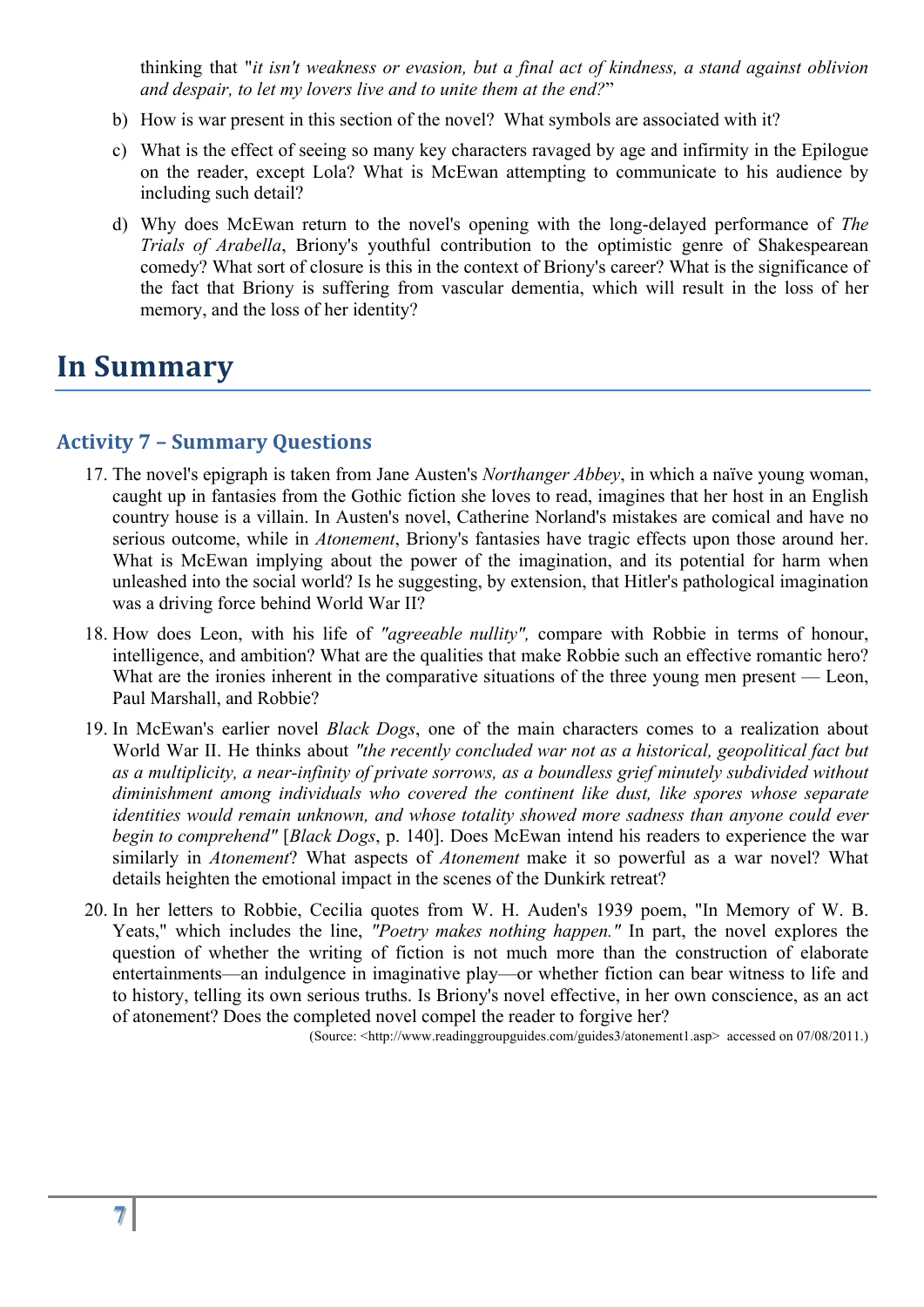thinking that "*it isn't weakness or evasion, but a final act of kindness, a stand against oblivion and despair, to let my lovers live and to unite them at the end?*"

b) How is war present in this section of the novel? What symbols are associated with it?

c) What is the effect of seeing so many key characters ravaged by age and infirmity in the Epilogue on the reader, except Lola? What is McEwan attempting to communicate to his audience by including such detail?

d) Why does McEwan return to the novel's opening with the long-delayed performance of *The Trials of Arabella*, Briony's youthful contribution to the optimistic genre of Shakespearean comedy? What sort of closure is this in the context of Briony's career? What is the significance of the fact that Briony is suffering from vascular dementia, which will result in the loss of her memory, and the loss of her identity?

# In Summary

## Activity 7 – Summary Questions

17. The novel's epigraph is taken from Jane Austen's *Northanger Abbey*, in which a naïve young woman, caught up in fantasies from the Gothic fiction she loves to read, imagines that her host in an English country house is a villain. In Austen's novel, Catherine Norland's mistakes are comical and have no serious outcome, while in *Atonement*, Briony's fantasies have tragic effects upon those around her. What is McEwan implying about the power of the imagination, and its potential for harm when unleashed into the social world? Is he suggesting, by extension, that Hitler's pathological imagination was a driving force behind World War II?

18. How does Leon, with his life of *"agreeable nullity",* compare with Robbie in terms of honour, intelligence, and ambition? What are the qualities that make Robbie such an effective romantic hero? What are the ironies inherent in the comparative situations of the three young men present — Leon, Paul Marshall, and Robbie?

19. In McEwan's earlier novel *Black Dogs*, one of the main characters comes to a realization about World War II. He thinks about *"the recently concluded war not as a historical, geopolitical fact but as a multiplicity, a near-infinity of private sorrows, as a boundless grief minutely subdivided without diminishment among individuals who covered the continent like dust, like spores whose separate identities would remain unknown, and whose totality showed more sadness than anyone could ever begin to comprehend"* [*Black Dogs*, p. 140]. Does McEwan intend his readers to experience the war similarly in *Atonement*? What aspects of *Atonement* make it so powerful as a war novel? What details heighten the emotional impact in the scenes of the Dunkirk retreat?

20. In her letters to Robbie, Cecilia quotes from W. H. Auden's 1939 poem, "In Memory of W. B. Yeats," which includes the line, *"Poetry makes nothing happen."* In part, the novel explores the question of whether the writing of fiction is not much more than the construction of elaborate entertainments—an indulgence in imaginative play—or whether fiction can bear witness to life and to history, telling its own serious truths. Is Briony's novel effective, in her own conscience, as an act of atonement? Does the completed novel compel the reader to forgive her?

(Source: <http://www.readinggroupguides.com/guides3/atonement1.asp> accessed on 07/08/2011.)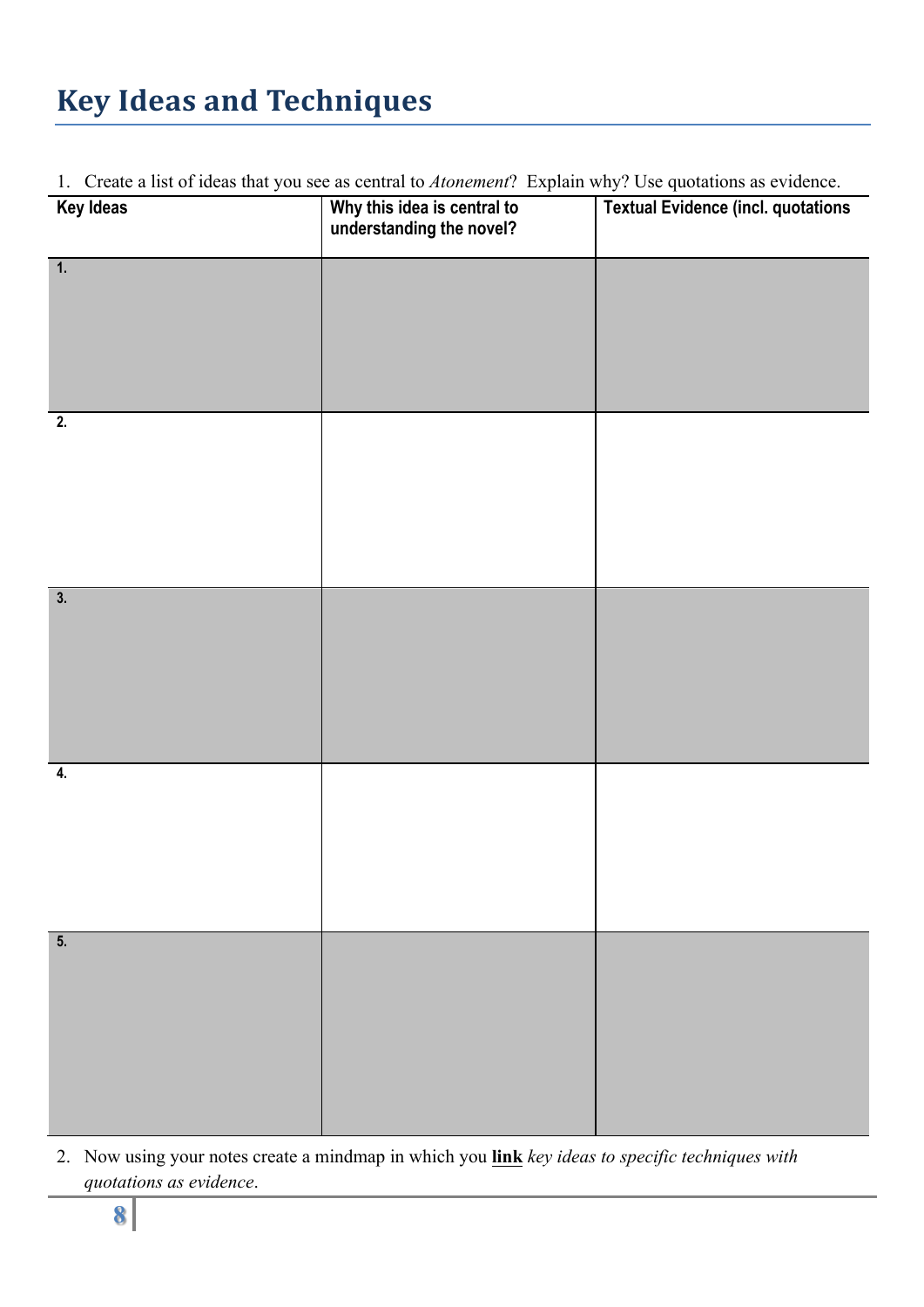# Key Ideas and Techniques

1. Create a list of ideas that you see as central to *Atonement*? Explain why? Use quotations as evidence.

| Key Ideas | Why this idea is central to understanding the novel? | Textual Evidence (incl. quotations |
|---|---|---|
| 1. | | |
| 2. | | |
| 3. | | |
| 4. | | |
| 5. | | |

2. Now using your notes create a mindmap in which you **link** *key ideas to specific techniques with quotations as evidence*.